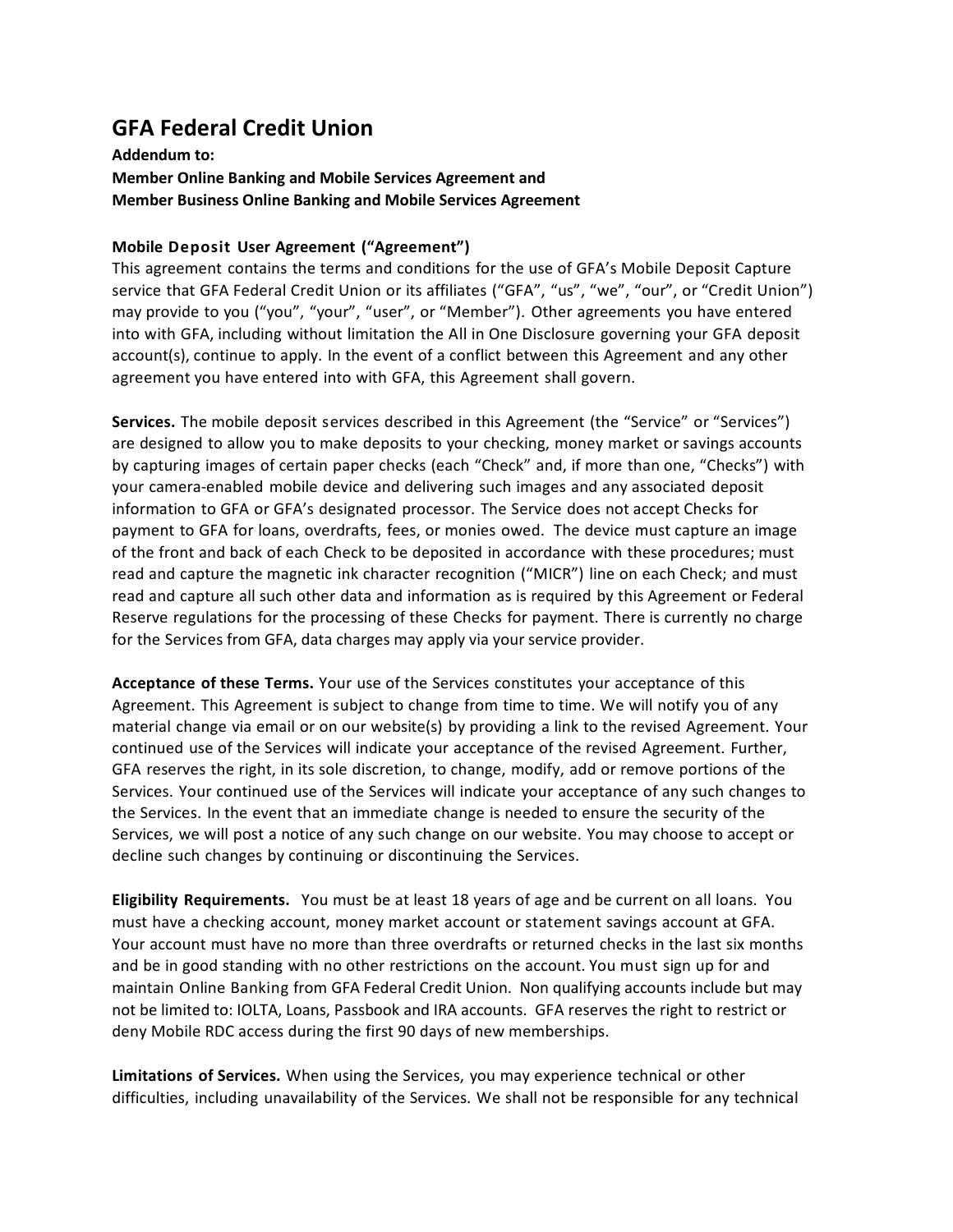# GFA Federal Credit Union

**Addendum to:**
**Member Online Banking and Mobile Services Agreement and**
**Member Business Online Banking and Mobile Services Agreement**

### Mobile Deposit User Agreement ("Agreement")

This agreement contains the terms and conditions for the use of GFA's Mobile Deposit Capture service that GFA Federal Credit Union or its affiliates ("GFA", "us", "we", "our", or "Credit Union") may provide to you ("you", "your", "user", or "Member"). Other agreements you have entered into with GFA, including without limitation the All in One Disclosure governing your GFA deposit account(s), continue to apply. In the event of a conflict between this Agreement and any other agreement you have entered into with GFA, this Agreement shall govern.

**Services.** The mobile deposit services described in this Agreement (the "Service" or "Services") are designed to allow you to make deposits to your checking, money market or savings accounts by capturing images of certain paper checks (each "Check" and, if more than one, "Checks") with your camera-enabled mobile device and delivering such images and any associated deposit information to GFA or GFA's designated processor. The Service does not accept Checks for payment to GFA for loans, overdrafts, fees, or monies owed. The device must capture an image of the front and back of each Check to be deposited in accordance with these procedures; must read and capture the magnetic ink character recognition ("MICR") line on each Check; and must read and capture all such other data and information as is required by this Agreement or Federal Reserve regulations for the processing of these Checks for payment. There is currently no charge for the Services from GFA, data charges may apply via your service provider.

**Acceptance of these Terms.** Your use of the Services constitutes your acceptance of this Agreement. This Agreement is subject to change from time to time. We will notify you of any material change via email or on our website(s) by providing a link to the revised Agreement. Your continued use of the Services will indicate your acceptance of the revised Agreement. Further, GFA reserves the right, in its sole discretion, to change, modify, add or remove portions of the Services. Your continued use of the Services will indicate your acceptance of any such changes to the Services. In the event that an immediate change is needed to ensure the security of the Services, we will post a notice of any such change on our website. You may choose to accept or decline such changes by continuing or discontinuing the Services.

**Eligibility Requirements.** You must be at least 18 years of age and be current on all loans. You must have a checking account, money market account or statement savings account at GFA. Your account must have no more than three overdrafts or returned checks in the last six months and be in good standing with no other restrictions on the account. You must sign up for and maintain Online Banking from GFA Federal Credit Union. Non qualifying accounts include but may not be limited to: IOLTA, Loans, Passbook and IRA accounts. GFA reserves the right to restrict or deny Mobile RDC access during the first 90 days of new memberships.

**Limitations of Services.** When using the Services, you may experience technical or other difficulties, including unavailability of the Services. We shall not be responsible for any technical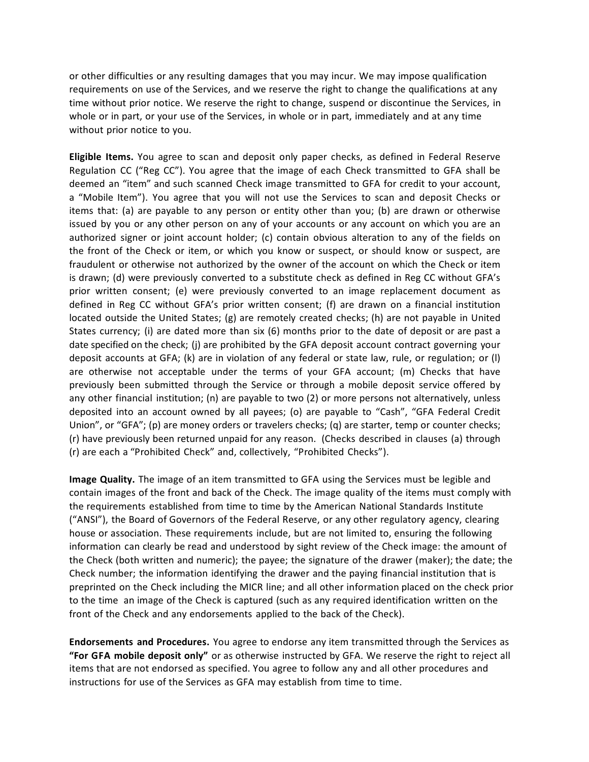or other difficulties or any resulting damages that you may incur. We may impose qualification requirements on use of the Services, and we reserve the right to change the qualifications at any time without prior notice. We reserve the right to change, suspend or discontinue the Services, in whole or in part, or your use of the Services, in whole or in part, immediately and at any time without prior notice to you.

**Eligible Items.** You agree to scan and deposit only paper checks, as defined in Federal Reserve Regulation CC ("Reg CC"). You agree that the image of each Check transmitted to GFA shall be deemed an "item" and such scanned Check image transmitted to GFA for credit to your account, a "Mobile Item"). You agree that you will not use the Services to scan and deposit Checks or items that: (a) are payable to any person or entity other than you; (b) are drawn or otherwise issued by you or any other person on any of your accounts or any account on which you are an authorized signer or joint account holder; (c) contain obvious alteration to any of the fields on the front of the Check or item, or which you know or suspect, or should know or suspect, are fraudulent or otherwise not authorized by the owner of the account on which the Check or item is drawn; (d) were previously converted to a substitute check as defined in Reg CC without GFA's prior written consent; (e) were previously converted to an image replacement document as defined in Reg CC without GFA's prior written consent; (f) are drawn on a financial institution located outside the United States; (g) are remotely created checks; (h) are not payable in United States currency; (i) are dated more than six (6) months prior to the date of deposit or are past a date specified on the check; (j) are prohibited by the GFA deposit account contract governing your deposit accounts at GFA; (k) are in violation of any federal or state law, rule, or regulation; or (l) are otherwise not acceptable under the terms of your GFA account; (m) Checks that have previously been submitted through the Service or through a mobile deposit service offered by any other financial institution; (n) are payable to two (2) or more persons not alternatively, unless deposited into an account owned by all payees; (o) are payable to "Cash", "GFA Federal Credit Union", or "GFA"; (p) are money orders or travelers checks; (q) are starter, temp or counter checks; (r) have previously been returned unpaid for any reason. (Checks described in clauses (a) through (r) are each a "Prohibited Check" and, collectively, "Prohibited Checks").

**Image Quality.** The image of an item transmitted to GFA using the Services must be legible and contain images of the front and back of the Check. The image quality of the items must comply with the requirements established from time to time by the American National Standards Institute ("ANSI"), the Board of Governors of the Federal Reserve, or any other regulatory agency, clearing house or association. These requirements include, but are not limited to, ensuring the following information can clearly be read and understood by sight review of the Check image: the amount of the Check (both written and numeric); the payee; the signature of the drawer (maker); the date; the Check number; the information identifying the drawer and the paying financial institution that is preprinted on the Check including the MICR line; and all other information placed on the check prior to the time an image of the Check is captured (such as any required identification written on the front of the Check and any endorsements applied to the back of the Check).

**Endorsements and Procedures.** You agree to endorse any item transmitted through the Services as **"For GFA mobile deposit only"** or as otherwise instructed by GFA. We reserve the right to reject all items that are not endorsed as specified. You agree to follow any and all other procedures and instructions for use of the Services as GFA may establish from time to time.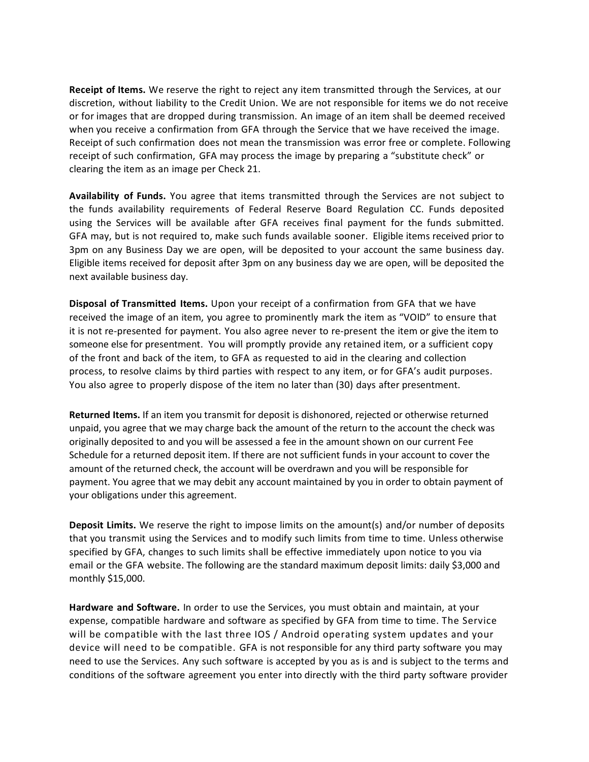**Receipt of Items.** We reserve the right to reject any item transmitted through the Services, at our discretion, without liability to the Credit Union. We are not responsible for items we do not receive or for images that are dropped during transmission. An image of an item shall be deemed received when you receive a confirmation from GFA through the Service that we have received the image. Receipt of such confirmation does not mean the transmission was error free or complete. Following receipt of such confirmation, GFA may process the image by preparing a "substitute check" or clearing the item as an image per Check 21.

**Availability of Funds.** You agree that items transmitted through the Services are not subject to the funds availability requirements of Federal Reserve Board Regulation CC. Funds deposited using the Services will be available after GFA receives final payment for the funds submitted. GFA may, but is not required to, make such funds available sooner. Eligible items received prior to 3pm on any Business Day we are open, will be deposited to your account the same business day. Eligible items received for deposit after 3pm on any business day we are open, will be deposited the next available business day.

**Disposal of Transmitted Items.** Upon your receipt of a confirmation from GFA that we have received the image of an item, you agree to prominently mark the item as "VOID" to ensure that it is not re-presented for payment. You also agree never to re-present the item or give the item to someone else for presentment. You will promptly provide any retained item, or a sufficient copy of the front and back of the item, to GFA as requested to aid in the clearing and collection process, to resolve claims by third parties with respect to any item, or for GFA's audit purposes. You also agree to properly dispose of the item no later than (30) days after presentment.

**Returned Items.** If an item you transmit for deposit is dishonored, rejected or otherwise returned unpaid, you agree that we may charge back the amount of the return to the account the check was originally deposited to and you will be assessed a fee in the amount shown on our current Fee Schedule for a returned deposit item. If there are not sufficient funds in your account to cover the amount of the returned check, the account will be overdrawn and you will be responsible for payment. You agree that we may debit any account maintained by you in order to obtain payment of your obligations under this agreement.

**Deposit Limits.** We reserve the right to impose limits on the amount(s) and/or number of deposits that you transmit using the Services and to modify such limits from time to time. Unless otherwise specified by GFA, changes to such limits shall be effective immediately upon notice to you via email or the GFA website. The following are the standard maximum deposit limits: daily $3,000 and monthly $15,000.

**Hardware and Software.** In order to use the Services, you must obtain and maintain, at your expense, compatible hardware and software as specified by GFA from time to time. The Service will be compatible with the last three IOS / Android operating system updates and your device will need to be compatible. GFA is not responsible for any third party software you may need to use the Services. Any such software is accepted by you as is and is subject to the terms and conditions of the software agreement you enter into directly with the third party software provider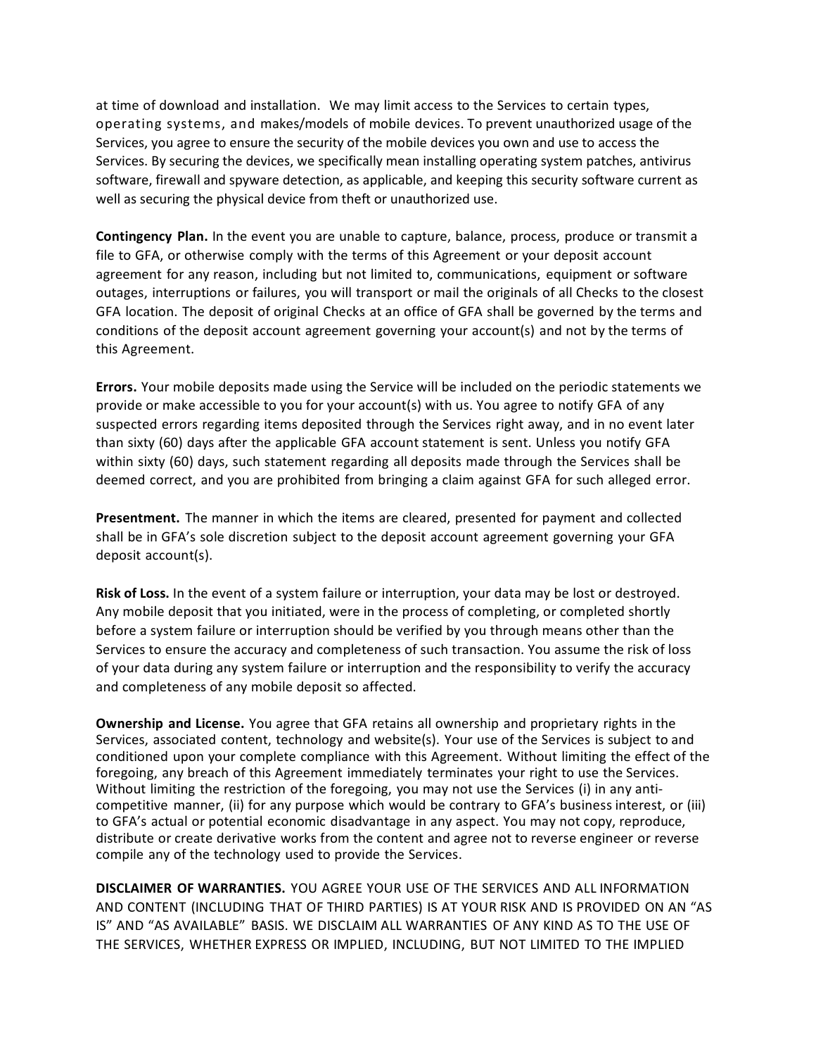at time of download and installation. We may limit access to the Services to certain types, operating systems, and makes/models of mobile devices. To prevent unauthorized usage of the Services, you agree to ensure the security of the mobile devices you own and use to access the Services. By securing the devices, we specifically mean installing operating system patches, antivirus software, firewall and spyware detection, as applicable, and keeping this security software current as well as securing the physical device from theft or unauthorized use.

**Contingency Plan.** In the event you are unable to capture, balance, process, produce or transmit a file to GFA, or otherwise comply with the terms of this Agreement or your deposit account agreement for any reason, including but not limited to, communications, equipment or software outages, interruptions or failures, you will transport or mail the originals of all Checks to the closest GFA location. The deposit of original Checks at an office of GFA shall be governed by the terms and conditions of the deposit account agreement governing your account(s) and not by the terms of this Agreement.

**Errors.** Your mobile deposits made using the Service will be included on the periodic statements we provide or make accessible to you for your account(s) with us. You agree to notify GFA of any suspected errors regarding items deposited through the Services right away, and in no event later than sixty (60) days after the applicable GFA account statement is sent. Unless you notify GFA within sixty (60) days, such statement regarding all deposits made through the Services shall be deemed correct, and you are prohibited from bringing a claim against GFA for such alleged error.

**Presentment.** The manner in which the items are cleared, presented for payment and collected shall be in GFA's sole discretion subject to the deposit account agreement governing your GFA deposit account(s).

**Risk of Loss.** In the event of a system failure or interruption, your data may be lost or destroyed. Any mobile deposit that you initiated, were in the process of completing, or completed shortly before a system failure or interruption should be verified by you through means other than the Services to ensure the accuracy and completeness of such transaction. You assume the risk of loss of your data during any system failure or interruption and the responsibility to verify the accuracy and completeness of any mobile deposit so affected.

**Ownership and License.** You agree that GFA retains all ownership and proprietary rights in the Services, associated content, technology and website(s). Your use of the Services is subject to and conditioned upon your complete compliance with this Agreement. Without limiting the effect of the foregoing, any breach of this Agreement immediately terminates your right to use the Services. Without limiting the restriction of the foregoing, you may not use the Services (i) in any anti-competitive manner, (ii) for any purpose which would be contrary to GFA's business interest, or (iii) to GFA's actual or potential economic disadvantage in any aspect. You may not copy, reproduce, distribute or create derivative works from the content and agree not to reverse engineer or reverse compile any of the technology used to provide the Services.

**DISCLAIMER OF WARRANTIES.** YOU AGREE YOUR USE OF THE SERVICES AND ALL INFORMATION AND CONTENT (INCLUDING THAT OF THIRD PARTIES) IS AT YOUR RISK AND IS PROVIDED ON AN "AS IS" AND "AS AVAILABLE" BASIS. WE DISCLAIM ALL WARRANTIES OF ANY KIND AS TO THE USE OF THE SERVICES, WHETHER EXPRESS OR IMPLIED, INCLUDING, BUT NOT LIMITED TO THE IMPLIED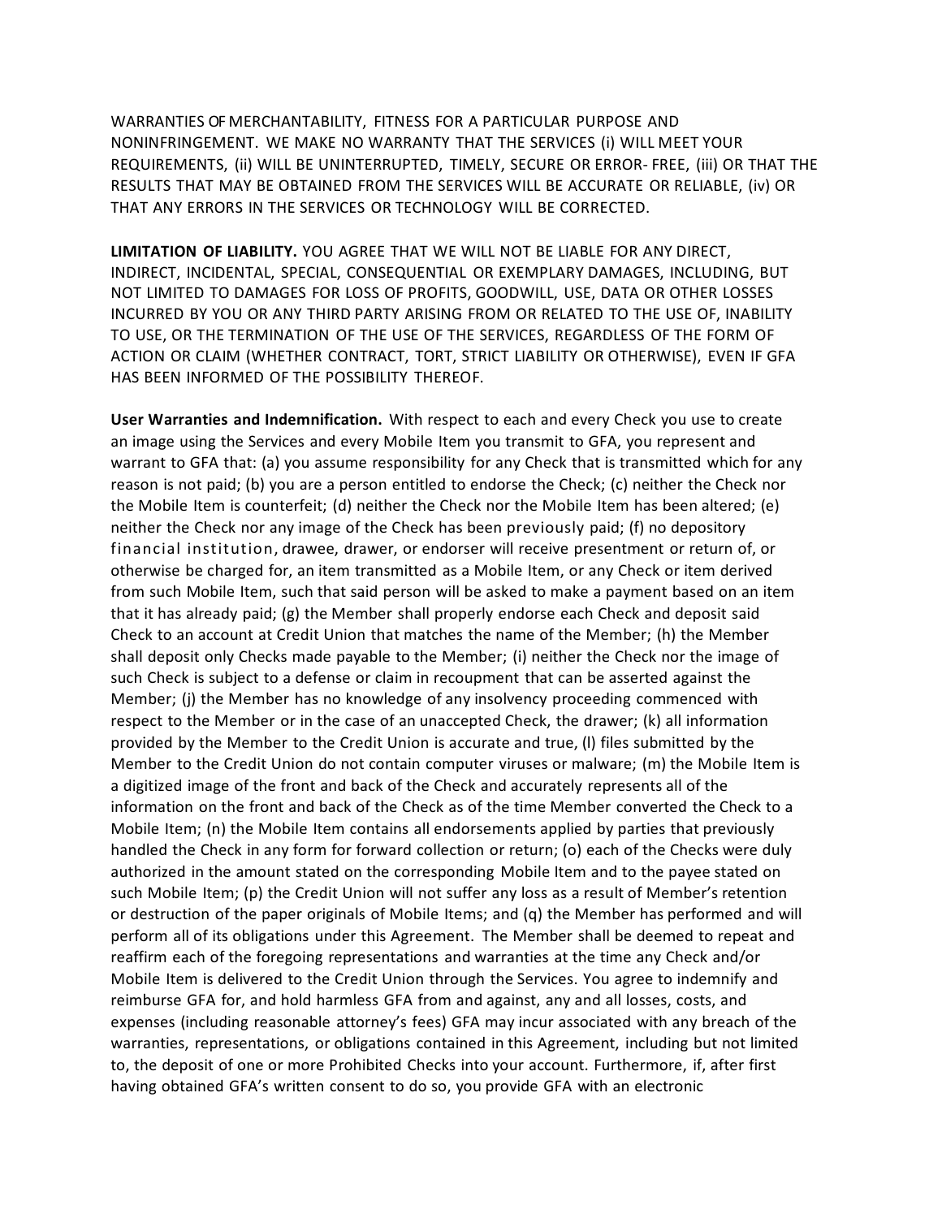WARRANTIES OF MERCHANTABILITY, FITNESS FOR A PARTICULAR PURPOSE AND NONINFRINGEMENT. WE MAKE NO WARRANTY THAT THE SERVICES (i) WILL MEET YOUR REQUIREMENTS, (ii) WILL BE UNINTERRUPTED, TIMELY, SECURE OR ERROR- FREE, (iii) OR THAT THE RESULTS THAT MAY BE OBTAINED FROM THE SERVICES WILL BE ACCURATE OR RELIABLE, (iv) OR THAT ANY ERRORS IN THE SERVICES OR TECHNOLOGY WILL BE CORRECTED.

**LIMITATION OF LIABILITY.** YOU AGREE THAT WE WILL NOT BE LIABLE FOR ANY DIRECT, INDIRECT, INCIDENTAL, SPECIAL, CONSEQUENTIAL OR EXEMPLARY DAMAGES, INCLUDING, BUT NOT LIMITED TO DAMAGES FOR LOSS OF PROFITS, GOODWILL, USE, DATA OR OTHER LOSSES INCURRED BY YOU OR ANY THIRD PARTY ARISING FROM OR RELATED TO THE USE OF, INABILITY TO USE, OR THE TERMINATION OF THE USE OF THE SERVICES, REGARDLESS OF THE FORM OF ACTION OR CLAIM (WHETHER CONTRACT, TORT, STRICT LIABILITY OR OTHERWISE), EVEN IF GFA HAS BEEN INFORMED OF THE POSSIBILITY THEREOF.

**User Warranties and Indemnification.** With respect to each and every Check you use to create an image using the Services and every Mobile Item you transmit to GFA, you represent and warrant to GFA that: (a) you assume responsibility for any Check that is transmitted which for any reason is not paid; (b) you are a person entitled to endorse the Check; (c) neither the Check nor the Mobile Item is counterfeit; (d) neither the Check nor the Mobile Item has been altered; (e) neither the Check nor any image of the Check has been previously paid; (f) no depository financial institution, drawee, drawer, or endorser will receive presentment or return of, or otherwise be charged for, an item transmitted as a Mobile Item, or any Check or item derived from such Mobile Item, such that said person will be asked to make a payment based on an item that it has already paid; (g) the Member shall properly endorse each Check and deposit said Check to an account at Credit Union that matches the name of the Member; (h) the Member shall deposit only Checks made payable to the Member; (i) neither the Check nor the image of such Check is subject to a defense or claim in recoupment that can be asserted against the Member; (j) the Member has no knowledge of any insolvency proceeding commenced with respect to the Member or in the case of an unaccepted Check, the drawer; (k) all information provided by the Member to the Credit Union is accurate and true, (l) files submitted by the Member to the Credit Union do not contain computer viruses or malware; (m) the Mobile Item is a digitized image of the front and back of the Check and accurately represents all of the information on the front and back of the Check as of the time Member converted the Check to a Mobile Item; (n) the Mobile Item contains all endorsements applied by parties that previously handled the Check in any form for forward collection or return; (o) each of the Checks were duly authorized in the amount stated on the corresponding Mobile Item and to the payee stated on such Mobile Item; (p) the Credit Union will not suffer any loss as a result of Member's retention or destruction of the paper originals of Mobile Items; and (q) the Member has performed and will perform all of its obligations under this Agreement. The Member shall be deemed to repeat and reaffirm each of the foregoing representations and warranties at the time any Check and/or Mobile Item is delivered to the Credit Union through the Services. You agree to indemnify and reimburse GFA for, and hold harmless GFA from and against, any and all losses, costs, and expenses (including reasonable attorney's fees) GFA may incur associated with any breach of the warranties, representations, or obligations contained in this Agreement, including but not limited to, the deposit of one or more Prohibited Checks into your account. Furthermore, if, after first having obtained GFA's written consent to do so, you provide GFA with an electronic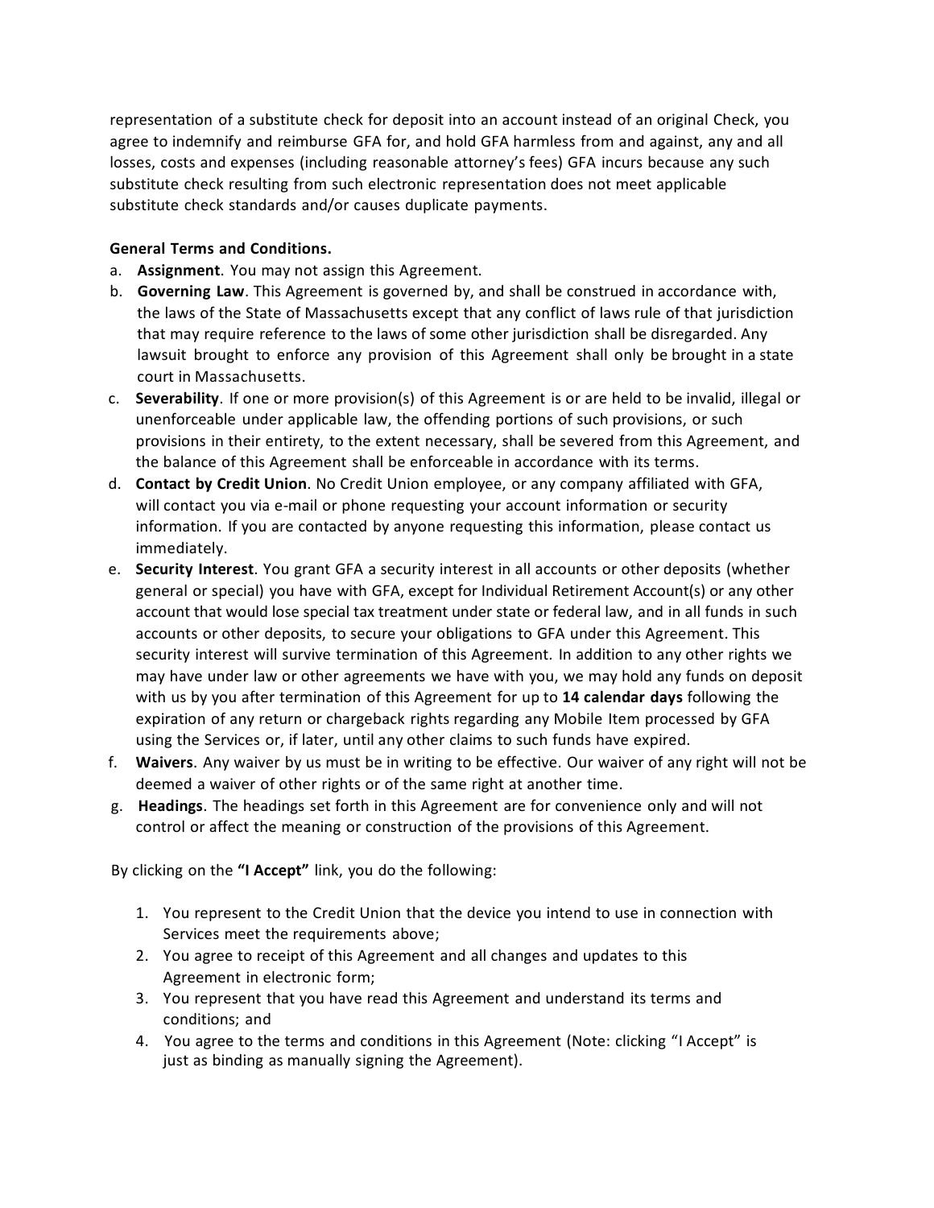representation of a substitute check for deposit into an account instead of an original Check, you agree to indemnify and reimburse GFA for, and hold GFA harmless from and against, any and all losses, costs and expenses (including reasonable attorney's fees) GFA incurs because any such substitute check resulting from such electronic representation does not meet applicable substitute check standards and/or causes duplicate payments.

**General Terms and Conditions.**

a. **Assignment**. You may not assign this Agreement.

b. **Governing Law**. This Agreement is governed by, and shall be construed in accordance with, the laws of the State of Massachusetts except that any conflict of laws rule of that jurisdiction that may require reference to the laws of some other jurisdiction shall be disregarded. Any lawsuit brought to enforce any provision of this Agreement shall only be brought in a state court in Massachusetts.

c. **Severability**. If one or more provision(s) of this Agreement is or are held to be invalid, illegal or unenforceable under applicable law, the offending portions of such provisions, or such provisions in their entirety, to the extent necessary, shall be severed from this Agreement, and the balance of this Agreement shall be enforceable in accordance with its terms.

d. **Contact by Credit Union**. No Credit Union employee, or any company affiliated with GFA, will contact you via e-mail or phone requesting your account information or security information. If you are contacted by anyone requesting this information, please contact us immediately.

e. **Security Interest**. You grant GFA a security interest in all accounts or other deposits (whether general or special) you have with GFA, except for Individual Retirement Account(s) or any other account that would lose special tax treatment under state or federal law, and in all funds in such accounts or other deposits, to secure your obligations to GFA under this Agreement. This security interest will survive termination of this Agreement. In addition to any other rights we may have under law or other agreements we have with you, we may hold any funds on deposit with us by you after termination of this Agreement for up to **14 calendar days** following the expiration of any return or chargeback rights regarding any Mobile Item processed by GFA using the Services or, if later, until any other claims to such funds have expired.

f. **Waivers**. Any waiver by us must be in writing to be effective. Our waiver of any right will not be deemed a waiver of other rights or of the same right at another time.

g. **Headings**. The headings set forth in this Agreement are for convenience only and will not control or affect the meaning or construction of the provisions of this Agreement.

By clicking on the **"I Accept"** link, you do the following:

1. You represent to the Credit Union that the device you intend to use in connection with Services meet the requirements above;
2. You agree to receipt of this Agreement and all changes and updates to this Agreement in electronic form;
3. You represent that you have read this Agreement and understand its terms and conditions; and
4. You agree to the terms and conditions in this Agreement (Note: clicking "I Accept" is just as binding as manually signing the Agreement).